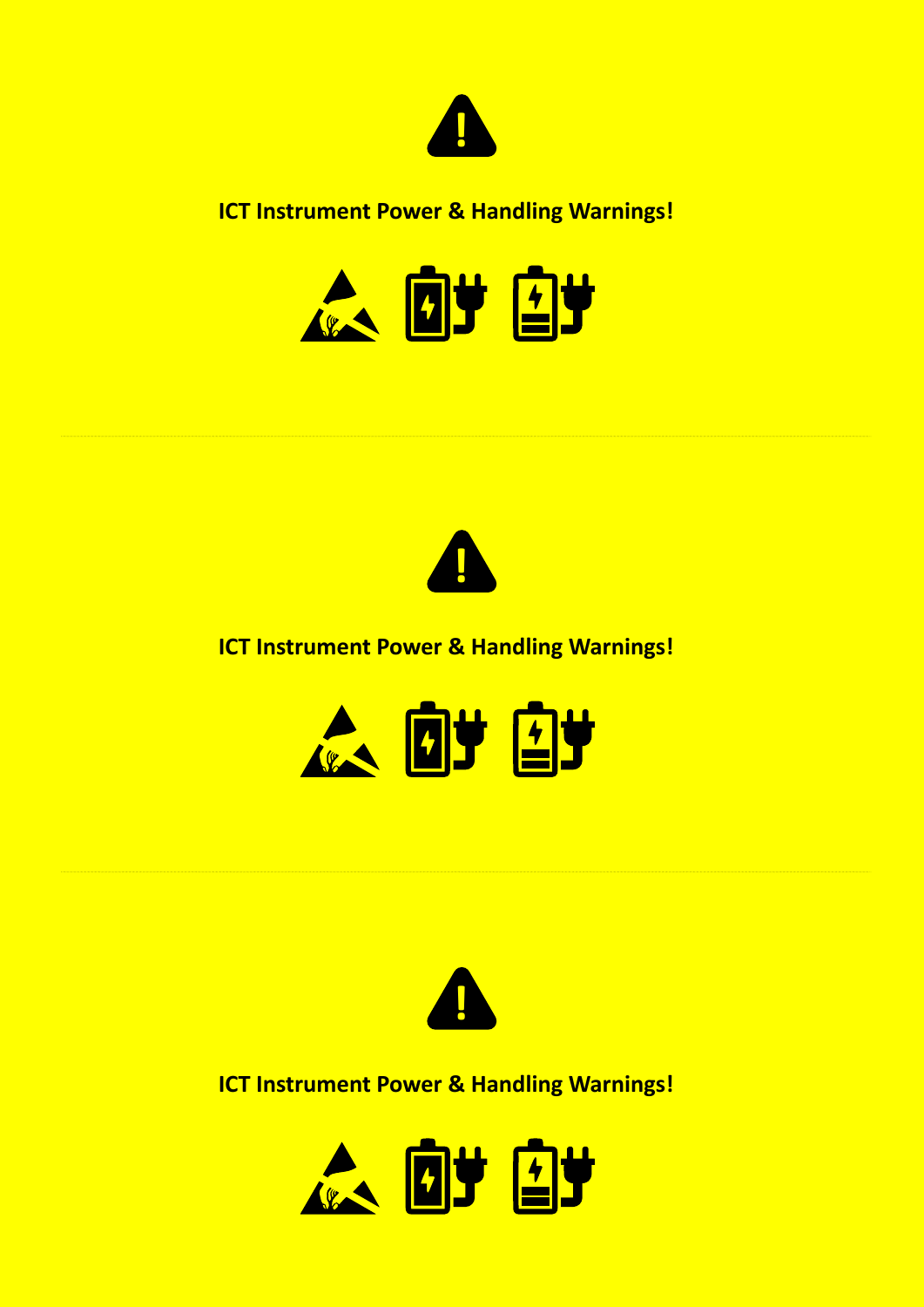**ICT Instrument Power & Handling Warnings!**

---

**ICT Instrument Power & Handling Warnings!**

---

**ICT Instrument Power & Handling Warnings!**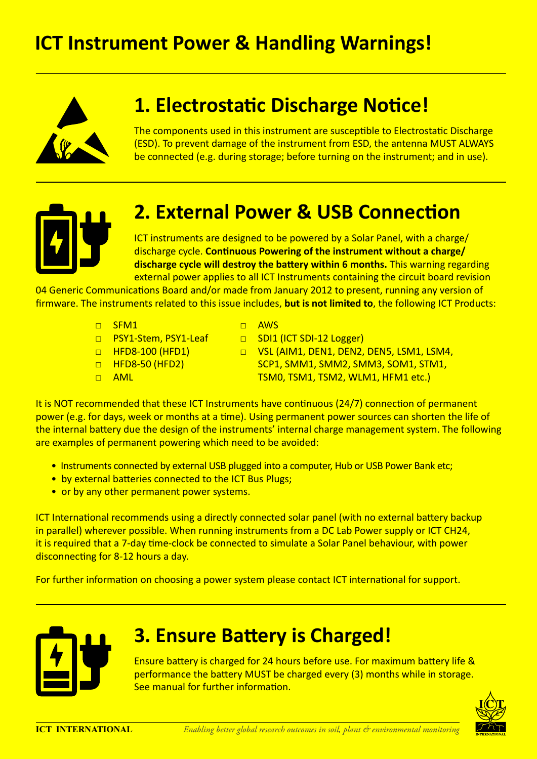# ICT Instrument Power & Handling Warnings!

## 1. Electrostatic Discharge Notice!

The components used in this instrument are susceptible to Electrostatic Discharge (ESD). To prevent damage of the instrument from ESD, the antenna MUST ALWAYS be connected (e.g. during storage; before turning on the instrument; and in use).

## 2. External Power & USB Connection

ICT instruments are designed to be powered by a Solar Panel, with a charge/discharge cycle. **Continuous Powering of the instrument without a charge/discharge cycle will destroy the battery within 6 months.** This warning regarding external power applies to all ICT Instruments containing the circuit board revision 04 Generic Communications Board and/or made from January 2012 to present, running any version of firmware. The instruments related to this issue includes, **but is not limited to**, the following ICT Products:

- SFM1
- PSY1-Stem, PSY1-Leaf
- HFD8-100 (HFD1)
- HFD8-50 (HFD2)
- AML
- AWS
- SDI1 (ICT SDI-12 Logger)
- VSL (AIM1, DEN1, DEN2, DEN5, LSM1, LSM4, SCP1, SMM1, SMM2, SMM3, SOM1, STM1, TSM0, TSM1, TSM2, WLM1, HFM1 etc.)

It is NOT recommended that these ICT Instruments have continuous (24/7) connection of permanent power (e.g. for days, week or months at a time). Using permanent power sources can shorten the life of the internal battery due the design of the instruments' internal charge management system. The following are examples of permanent powering which need to be avoided:

- Instruments connected by external USB plugged into a computer, Hub or USB Power Bank etc;
- by external batteries connected to the ICT Bus Plugs;
- or by any other permanent power systems.

ICT International recommends using a directly connected solar panel (with no external battery backup in parallel) wherever possible. When running instruments from a DC Lab Power supply or ICT CH24, it is required that a 7-day time-clock be connected to simulate a Solar Panel behaviour, with power disconnecting for 8-12 hours a day.

For further information on choosing a power system please contact ICT international for support.

## 3. Ensure Battery is Charged!

Ensure battery is charged for 24 hours before use. For maximum battery life & performance the battery MUST be charged every (3) months while in storage. See manual for further information.